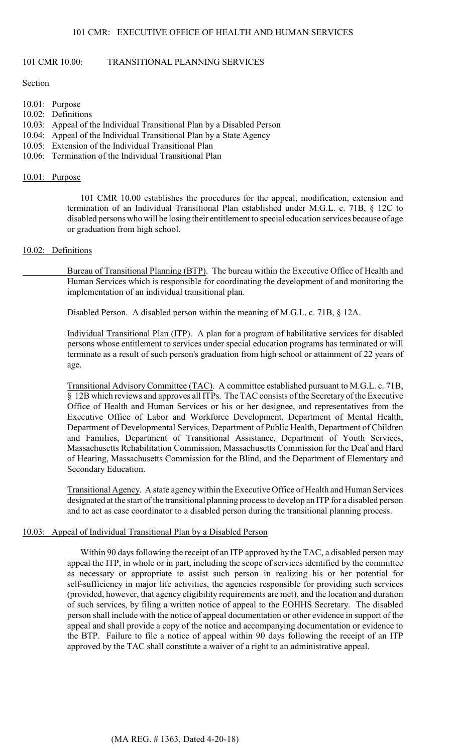# 101 CMR 10.00: TRANSITIONAL PLANNING SERVICES

Section

10.01: Purpose
10.02: Definitions
10.03: Appeal of the Individual Transitional Plan by a Disabled Person
10.04: Appeal of the Individual Transitional Plan by a State Agency
10.05: Extension of the Individual Transitional Plan
10.06: Termination of the Individual Transitional Plan

## 10.01: Purpose

101 CMR 10.00 establishes the procedures for the appeal, modification, extension and termination of an Individual Transitional Plan established under M.G.L. c. 71B, § 12C to disabled persons who will be losing their entitlement to special education services because of age or graduation from high school.

## 10.02: Definitions

Bureau of Transitional Planning (BTP). The bureau within the Executive Office of Health and Human Services which is responsible for coordinating the development of and monitoring the implementation of an individual transitional plan.

Disabled Person. A disabled person within the meaning of M.G.L. c. 71B, § 12A.

Individual Transitional Plan (ITP). A plan for a program of habilitative services for disabled persons whose entitlement to services under special education programs has terminated or will terminate as a result of such person's graduation from high school or attainment of 22 years of age.

Transitional Advisory Committee (TAC). A committee established pursuant to M.G.L. c. 71B, § 12B which reviews and approves all ITPs. The TAC consists of the Secretary of the Executive Office of Health and Human Services or his or her designee, and representatives from the Executive Office of Labor and Workforce Development, Department of Mental Health, Department of Developmental Services, Department of Public Health, Department of Children and Families, Department of Transitional Assistance, Department of Youth Services, Massachusetts Rehabilitation Commission, Massachusetts Commission for the Deaf and Hard of Hearing, Massachusetts Commission for the Blind, and the Department of Elementary and Secondary Education.

Transitional Agency. A state agency within the Executive Office of Health and Human Services designated at the start of the transitional planning process to develop an ITP for a disabled person and to act as case coordinator to a disabled person during the transitional planning process.

## 10.03: Appeal of Individual Transitional Plan by a Disabled Person

Within 90 days following the receipt of an ITP approved by the TAC, a disabled person may appeal the ITP, in whole or in part, including the scope of services identified by the committee as necessary or appropriate to assist such person in realizing his or her potential for self-sufficiency in major life activities, the agencies responsible for providing such services (provided, however, that agency eligibility requirements are met), and the location and duration of such services, by filing a written notice of appeal to the EOHHS Secretary. The disabled person shall include with the notice of appeal documentation or other evidence in support of the appeal and shall provide a copy of the notice and accompanying documentation or evidence to the BTP. Failure to file a notice of appeal within 90 days following the receipt of an ITP approved by the TAC shall constitute a waiver of a right to an administrative appeal.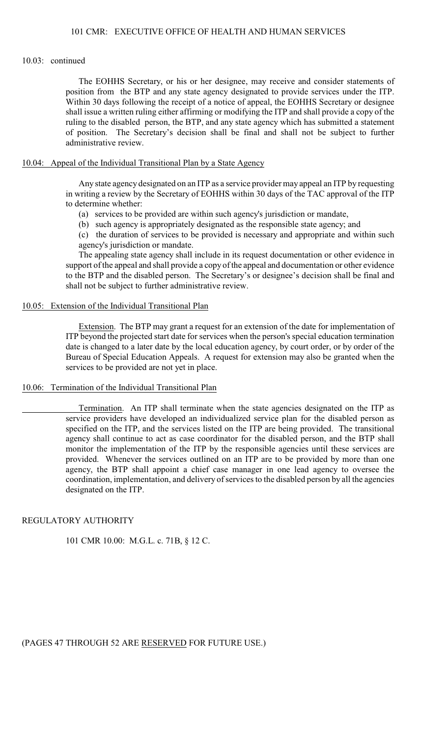10.03: continued

The EOHHS Secretary, or his or her designee, may receive and consider statements of position from the BTP and any state agency designated to provide services under the ITP. Within 30 days following the receipt of a notice of appeal, the EOHHS Secretary or designee shall issue a written ruling either affirming or modifying the ITP and shall provide a copy of the ruling to the disabled person, the BTP, and any state agency which has submitted a statement of position. The Secretary's decision shall be final and shall not be subject to further administrative review.

## 10.04: Appeal of the Individual Transitional Plan by a State Agency

Any state agency designated on an ITP as a service provider may appeal an ITP by requesting in writing a review by the Secretary of EOHHS within 30 days of the TAC approval of the ITP to determine whether:

(a) services to be provided are within such agency's jurisdiction or mandate,

(b) such agency is appropriately designated as the responsible state agency; and

(c) the duration of services to be provided is necessary and appropriate and within such agency's jurisdiction or mandate.

The appealing state agency shall include in its request documentation or other evidence in support of the appeal and shall provide a copy of the appeal and documentation or other evidence to the BTP and the disabled person. The Secretary's or designee's decision shall be final and shall not be subject to further administrative review.

## 10.05: Extension of the Individual Transitional Plan

Extension. The BTP may grant a request for an extension of the date for implementation of ITP beyond the projected start date for services when the person's special education termination date is changed to a later date by the local education agency, by court order, or by order of the Bureau of Special Education Appeals. A request for extension may also be granted when the services to be provided are not yet in place.

## 10.06: Termination of the Individual Transitional Plan

Termination. An ITP shall terminate when the state agencies designated on the ITP as service providers have developed an individualized service plan for the disabled person as specified on the ITP, and the services listed on the ITP are being provided. The transitional agency shall continue to act as case coordinator for the disabled person, and the BTP shall monitor the implementation of the ITP by the responsible agencies until these services are provided. Whenever the services outlined on an ITP are to be provided by more than one agency, the BTP shall appoint a chief case manager in one lead agency to oversee the coordination, implementation, and delivery of services to the disabled person by all the agencies designated on the ITP.

## REGULATORY AUTHORITY

101 CMR 10.00: M.G.L. c. 71B, § 12 C.

(PAGES 47 THROUGH 52 ARE RESERVED FOR FUTURE USE.)